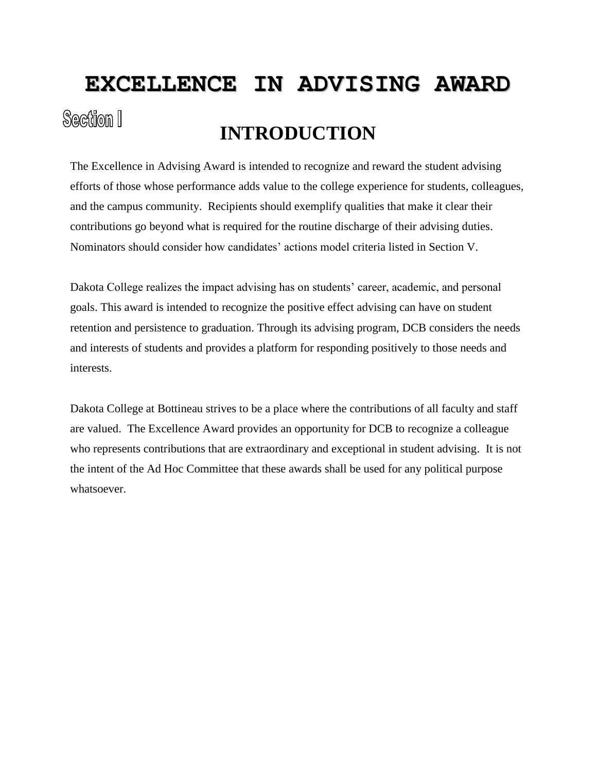# EXCELLENCE IN ADVISING AWARD

Section I

## INTRODUCTION

The Excellence in Advising Award is intended to recognize and reward the student advising efforts of those whose performance adds value to the college experience for students, colleagues, and the campus community. Recipients should exemplify qualities that make it clear their contributions go beyond what is required for the routine discharge of their advising duties. Nominators should consider how candidates' actions model criteria listed in Section V.

Dakota College realizes the impact advising has on students' career, academic, and personal goals. This award is intended to recognize the positive effect advising can have on student retention and persistence to graduation. Through its advising program, DCB considers the needs and interests of students and provides a platform for responding positively to those needs and interests.

Dakota College at Bottineau strives to be a place where the contributions of all faculty and staff are valued. The Excellence Award provides an opportunity for DCB to recognize a colleague who represents contributions that are extraordinary and exceptional in student advising. It is not the intent of the Ad Hoc Committee that these awards shall be used for any political purpose whatsoever.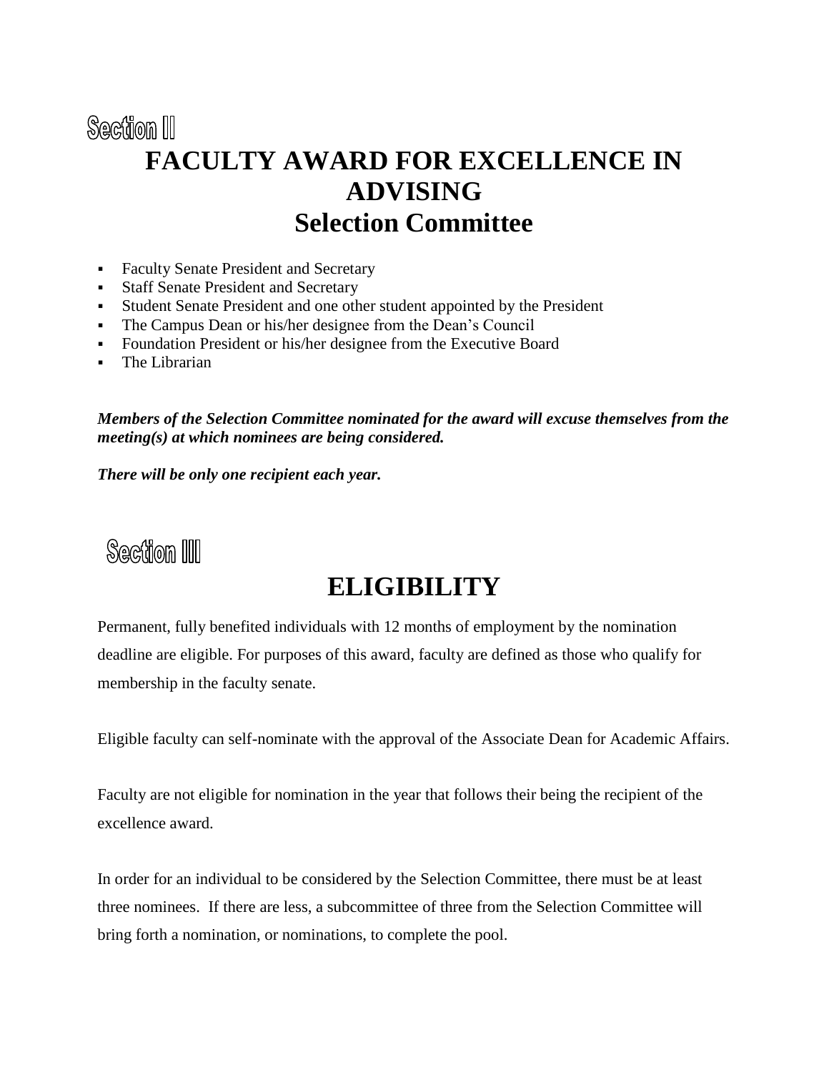## Section II

# FACULTY AWARD FOR EXCELLENCE IN ADVISING
# Selection Committee

- Faculty Senate President and Secretary
- Staff Senate President and Secretary
- Student Senate President and one other student appointed by the President
- The Campus Dean or his/her designee from the Dean's Council
- Foundation President or his/her designee from the Executive Board
- The Librarian

***Members of the Selection Committee nominated for the award will excuse themselves from the meeting(s) at which nominees are being considered.***

***There will be only one recipient each year.***

## Section III

# ELIGIBILITY

Permanent, fully benefited individuals with 12 months of employment by the nomination deadline are eligible. For purposes of this award, faculty are defined as those who qualify for membership in the faculty senate.

Eligible faculty can self-nominate with the approval of the Associate Dean for Academic Affairs.

Faculty are not eligible for nomination in the year that follows their being the recipient of the excellence award.

In order for an individual to be considered by the Selection Committee, there must be at least three nominees. If there are less, a subcommittee of three from the Selection Committee will bring forth a nomination, or nominations, to complete the pool.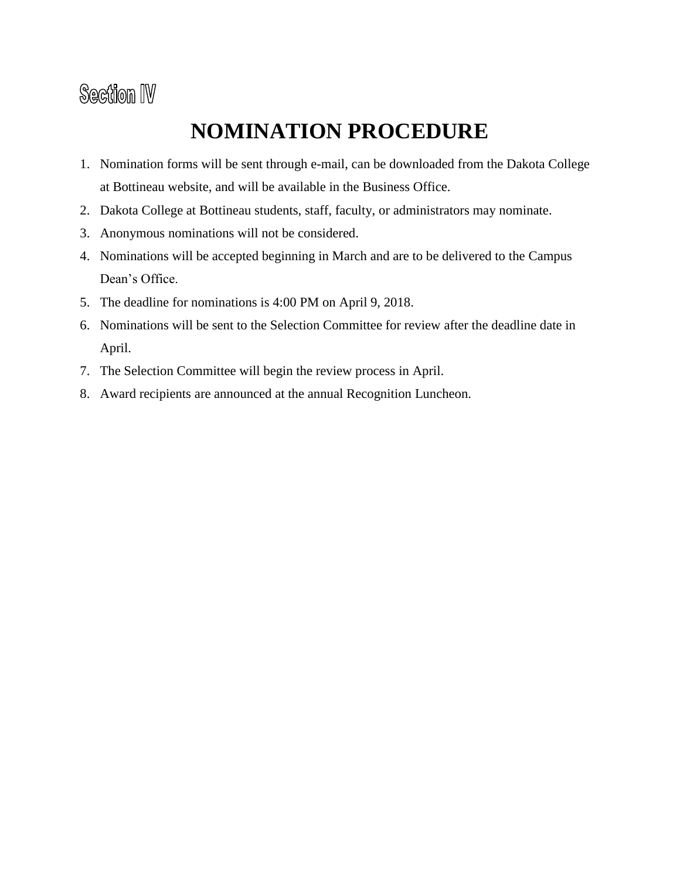## Section IV

# NOMINATION PROCEDURE

1. Nomination forms will be sent through e-mail, can be downloaded from the Dakota College at Bottineau website, and will be available in the Business Office.
2. Dakota College at Bottineau students, staff, faculty, or administrators may nominate.
3. Anonymous nominations will not be considered.
4. Nominations will be accepted beginning in March and are to be delivered to the Campus Dean's Office.
5. The deadline for nominations is 4:00 PM on April 9, 2018.
6. Nominations will be sent to the Selection Committee for review after the deadline date in April.
7. The Selection Committee will begin the review process in April.
8. Award recipients are announced at the annual Recognition Luncheon.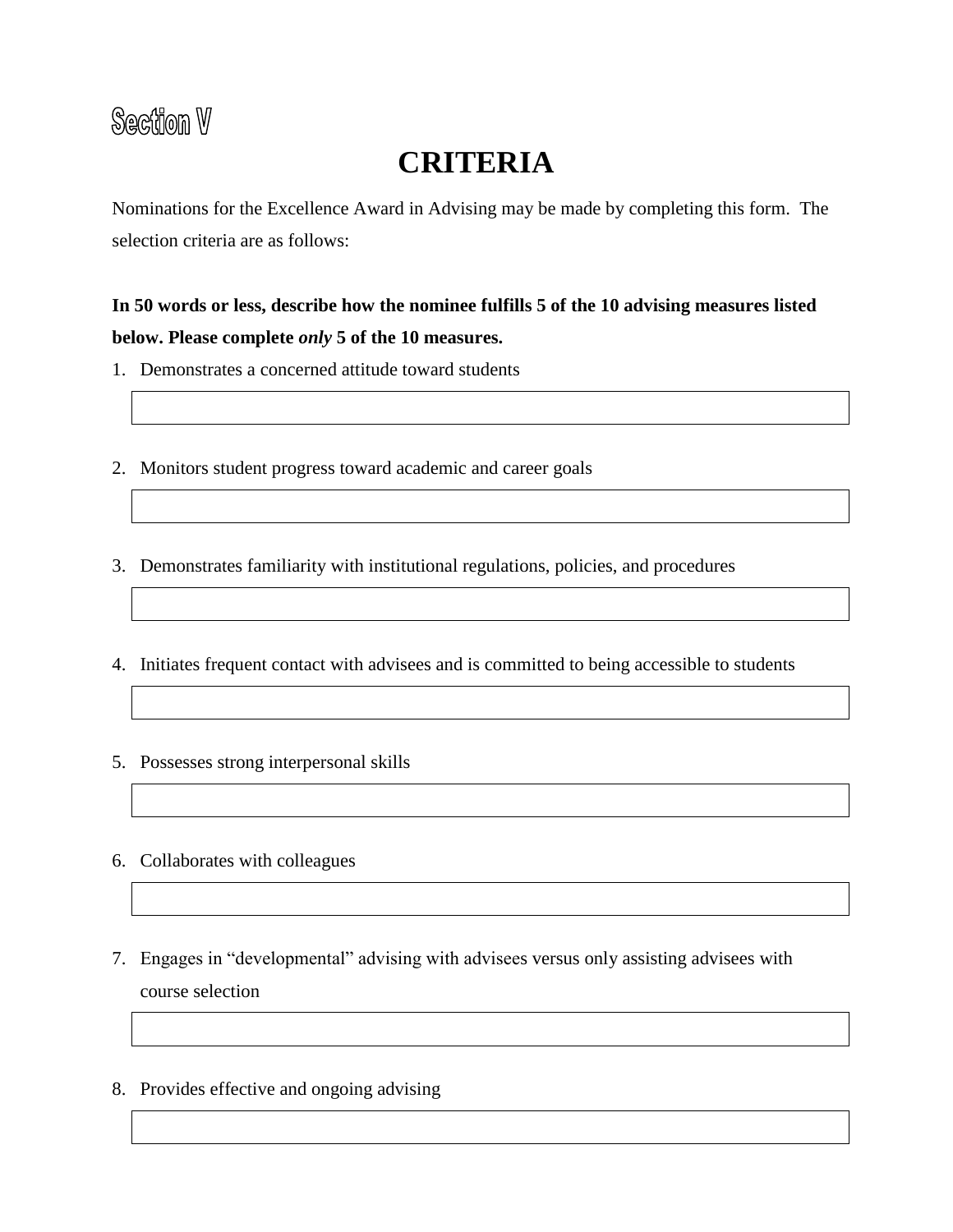# Section V

## CRITERIA

Nominations for the Excellence Award in Advising may be made by completing this form. The selection criteria are as follows:

**In 50 words or less, describe how the nominee fulfills 5 of the 10 advising measures listed below. Please complete *only* 5 of the 10 measures.**

1. Demonstrates a concerned attitude toward students

2. Monitors student progress toward academic and career goals

3. Demonstrates familiarity with institutional regulations, policies, and procedures

4. Initiates frequent contact with advisees and is committed to being accessible to students

5. Possesses strong interpersonal skills

6. Collaborates with colleagues

7. Engages in "developmental" advising with advisees versus only assisting advisees with course selection

8. Provides effective and ongoing advising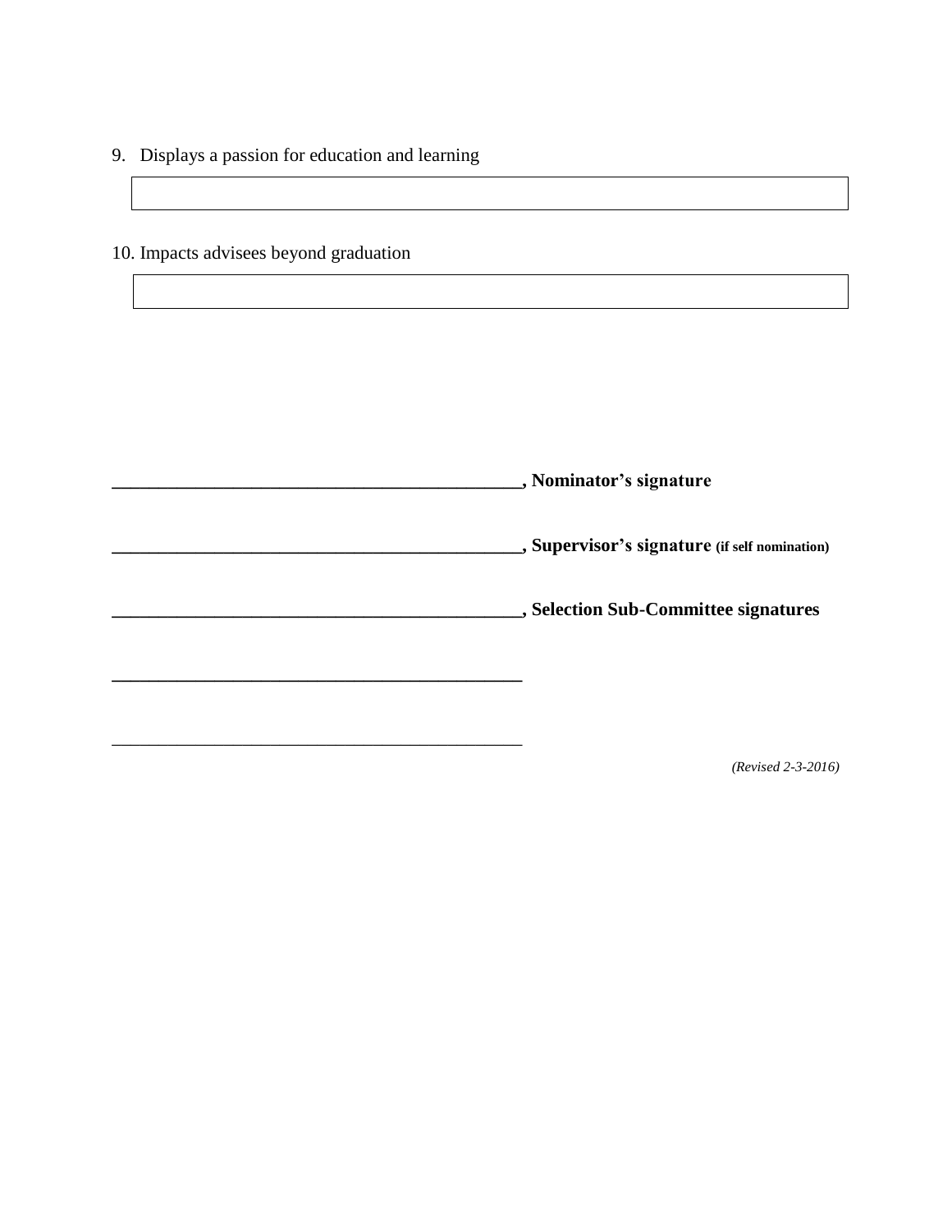9. Displays a passion for education and learning

10. Impacts advisees beyond graduation

**____________________________________________, Nominator's signature**

**____________________________________________, Supervisor's signature (if self nomination)**

**____________________________________________, Selection Sub-Committee signatures**

**____________________________________________**

____________________________________________

*(Revised 2-3-2016)*